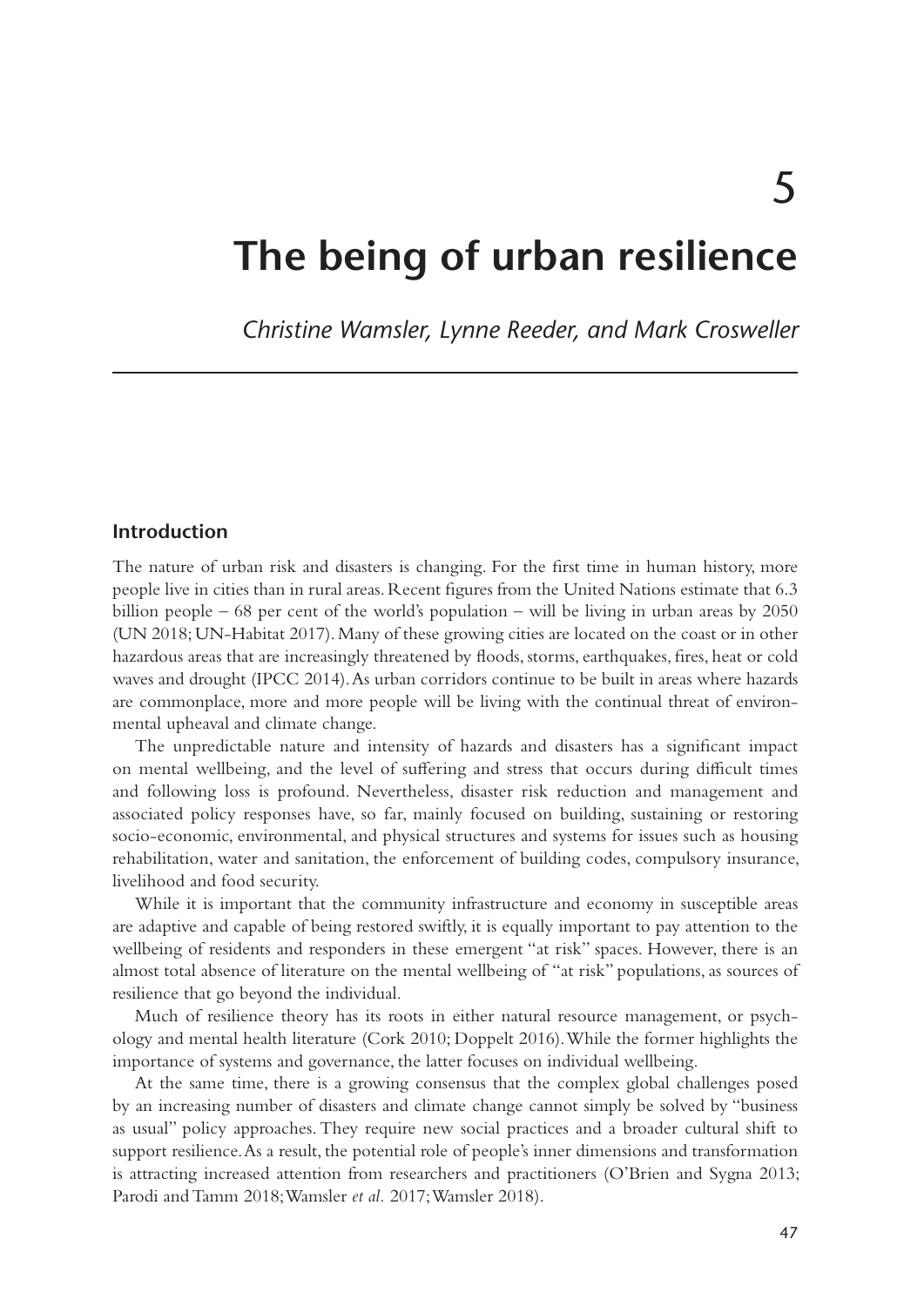# 5

# The being of urban resilience

*Christine Wamsler, Lynne Reeder, and Mark Crosweller*

## Introduction

The nature of urban risk and disasters is changing. For the first time in human history, more people live in cities than in rural areas. Recent figures from the United Nations estimate that 6.3 billion people – 68 per cent of the world's population – will be living in urban areas by 2050 (UN 2018; UN-Habitat 2017). Many of these growing cities are located on the coast or in other hazardous areas that are increasingly threatened by floods, storms, earthquakes, fires, heat or cold waves and drought (IPCC 2014). As urban corridors continue to be built in areas where hazards are commonplace, more and more people will be living with the continual threat of environmental upheaval and climate change.

The unpredictable nature and intensity of hazards and disasters has a significant impact on mental wellbeing, and the level of suffering and stress that occurs during difficult times and following loss is profound. Nevertheless, disaster risk reduction and management and associated policy responses have, so far, mainly focused on building, sustaining or restoring socio-economic, environmental, and physical structures and systems for issues such as housing rehabilitation, water and sanitation, the enforcement of building codes, compulsory insurance, livelihood and food security.

While it is important that the community infrastructure and economy in susceptible areas are adaptive and capable of being restored swiftly, it is equally important to pay attention to the wellbeing of residents and responders in these emergent "at risk" spaces. However, there is an almost total absence of literature on the mental wellbeing of "at risk" populations, as sources of resilience that go beyond the individual.

Much of resilience theory has its roots in either natural resource management, or psychology and mental health literature (Cork 2010; Doppelt 2016). While the former highlights the importance of systems and governance, the latter focuses on individual wellbeing.

At the same time, there is a growing consensus that the complex global challenges posed by an increasing number of disasters and climate change cannot simply be solved by "business as usual" policy approaches. They require new social practices and a broader cultural shift to support resilience. As a result, the potential role of people's inner dimensions and transformation is attracting increased attention from researchers and practitioners (O'Brien and Sygna 2013; Parodi and Tamm 2018; Wamsler *et al.* 2017; Wamsler 2018).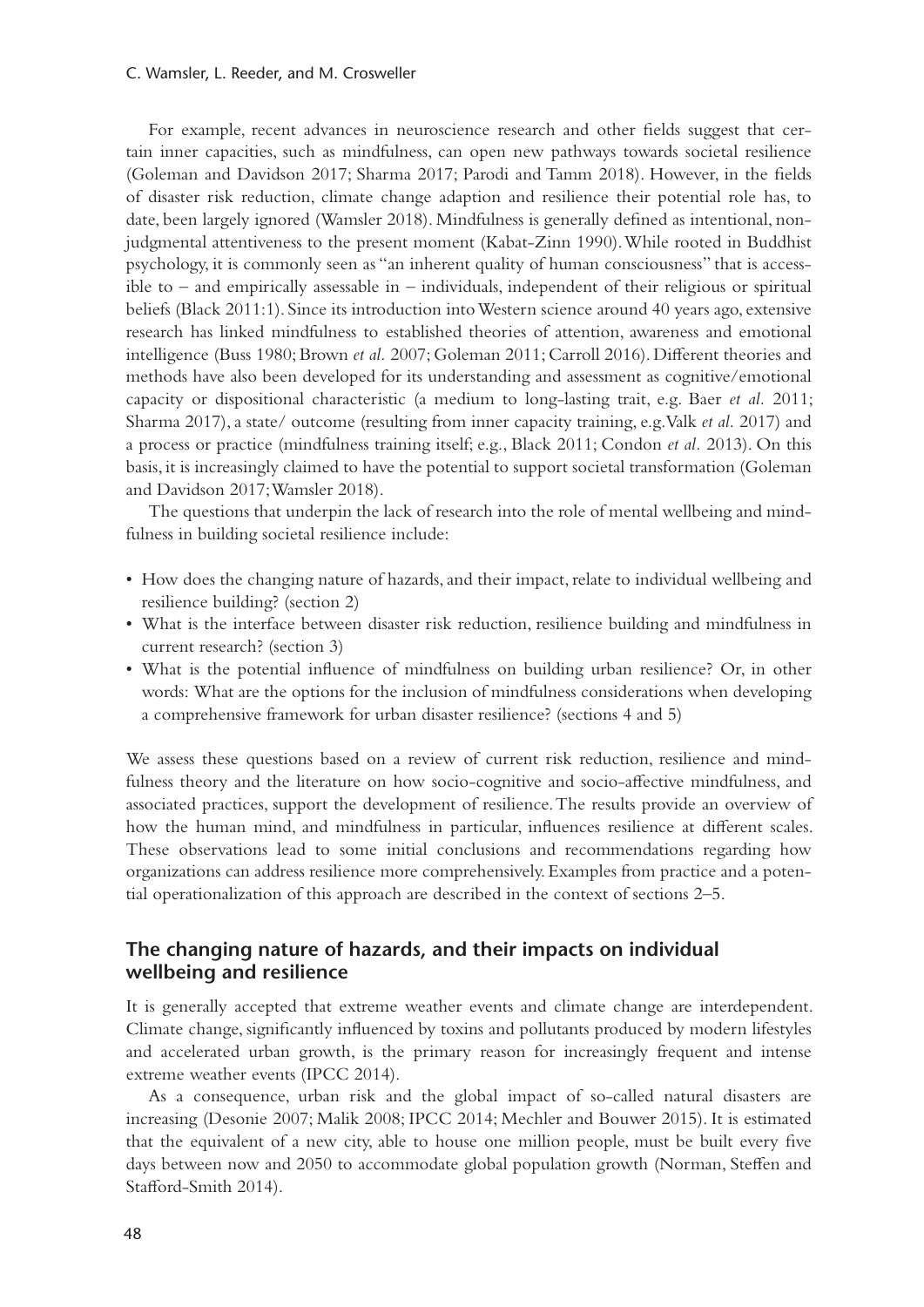For example, recent advances in neuroscience research and other fields suggest that certain inner capacities, such as mindfulness, can open new pathways towards societal resilience (Goleman and Davidson 2017; Sharma 2017; Parodi and Tamm 2018). However, in the fields of disaster risk reduction, climate change adaption and resilience their potential role has, to date, been largely ignored (Wamsler 2018). Mindfulness is generally defined as intentional, non-judgmental attentiveness to the present moment (Kabat-Zinn 1990). While rooted in Buddhist psychology, it is commonly seen as "an inherent quality of human consciousness" that is accessible to – and empirically assessable in – individuals, independent of their religious or spiritual beliefs (Black 2011:1). Since its introduction into Western science around 40 years ago, extensive research has linked mindfulness to established theories of attention, awareness and emotional intelligence (Buss 1980; Brown *et al.* 2007; Goleman 2011; Carroll 2016). Different theories and methods have also been developed for its understanding and assessment as cognitive/emotional capacity or dispositional characteristic (a medium to long-lasting trait, e.g. Baer *et al.* 2011; Sharma 2017), a state/ outcome (resulting from inner capacity training, e.g. Valk *et al.* 2017) and a process or practice (mindfulness training itself; e.g., Black 2011; Condon *et al.* 2013). On this basis, it is increasingly claimed to have the potential to support societal transformation (Goleman and Davidson 2017; Wamsler 2018).

The questions that underpin the lack of research into the role of mental wellbeing and mindfulness in building societal resilience include:

- How does the changing nature of hazards, and their impact, relate to individual wellbeing and resilience building? (section 2)
- What is the interface between disaster risk reduction, resilience building and mindfulness in current research? (section 3)
- What is the potential influence of mindfulness on building urban resilience? Or, in other words: What are the options for the inclusion of mindfulness considerations when developing a comprehensive framework for urban disaster resilience? (sections 4 and 5)

We assess these questions based on a review of current risk reduction, resilience and mindfulness theory and the literature on how socio-cognitive and socio-affective mindfulness, and associated practices, support the development of resilience. The results provide an overview of how the human mind, and mindfulness in particular, influences resilience at different scales. These observations lead to some initial conclusions and recommendations regarding how organizations can address resilience more comprehensively. Examples from practice and a potential operationalization of this approach are described in the context of sections 2–5.

## The changing nature of hazards, and their impacts on individual wellbeing and resilience

It is generally accepted that extreme weather events and climate change are interdependent. Climate change, significantly influenced by toxins and pollutants produced by modern lifestyles and accelerated urban growth, is the primary reason for increasingly frequent and intense extreme weather events (IPCC 2014).

As a consequence, urban risk and the global impact of so-called natural disasters are increasing (Desonie 2007; Malik 2008; IPCC 2014; Mechler and Bouwer 2015). It is estimated that the equivalent of a new city, able to house one million people, must be built every five days between now and 2050 to accommodate global population growth (Norman, Steffen and Stafford-Smith 2014).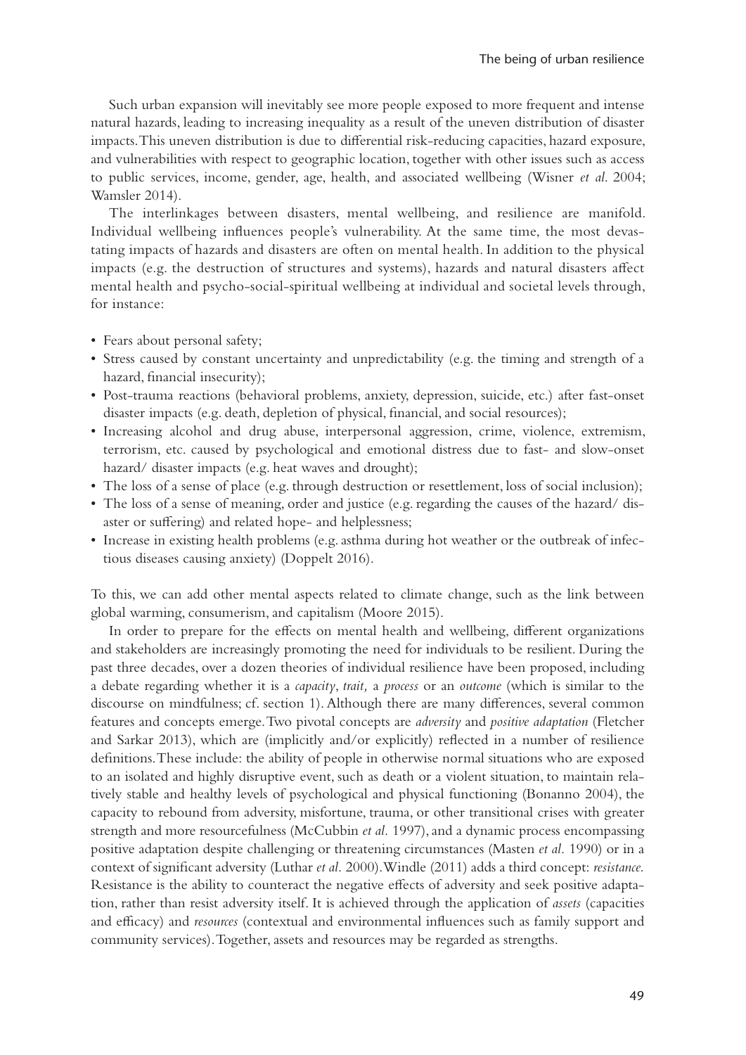Such urban expansion will inevitably see more people exposed to more frequent and intense natural hazards, leading to increasing inequality as a result of the uneven distribution of disaster impacts. This uneven distribution is due to differential risk-reducing capacities, hazard exposure, and vulnerabilities with respect to geographic location, together with other issues such as access to public services, income, gender, age, health, and associated wellbeing (Wisner *et al.* 2004; Wamsler 2014).

The interlinkages between disasters, mental wellbeing, and resilience are manifold. Individual wellbeing influences people's vulnerability. At the same time, the most devastating impacts of hazards and disasters are often on mental health. In addition to the physical impacts (e.g. the destruction of structures and systems), hazards and natural disasters affect mental health and psycho-social-spiritual wellbeing at individual and societal levels through, for instance:

- Fears about personal safety;
- Stress caused by constant uncertainty and unpredictability (e.g. the timing and strength of a hazard, financial insecurity);
- Post-trauma reactions (behavioral problems, anxiety, depression, suicide, etc.) after fast-onset disaster impacts (e.g. death, depletion of physical, financial, and social resources);
- Increasing alcohol and drug abuse, interpersonal aggression, crime, violence, extremism, terrorism, etc. caused by psychological and emotional distress due to fast- and slow-onset hazard/ disaster impacts (e.g. heat waves and drought);
- The loss of a sense of place (e.g. through destruction or resettlement, loss of social inclusion);
- The loss of a sense of meaning, order and justice (e.g. regarding the causes of the hazard/ disaster or suffering) and related hope- and helplessness;
- Increase in existing health problems (e.g. asthma during hot weather or the outbreak of infectious diseases causing anxiety) (Doppelt 2016).

To this, we can add other mental aspects related to climate change, such as the link between global warming, consumerism, and capitalism (Moore 2015).

In order to prepare for the effects on mental health and wellbeing, different organizations and stakeholders are increasingly promoting the need for individuals to be resilient. During the past three decades, over a dozen theories of individual resilience have been proposed, including a debate regarding whether it is a *capacity*, *trait,* a *process* or an *outcome* (which is similar to the discourse on mindfulness; cf. section 1). Although there are many differences, several common features and concepts emerge. Two pivotal concepts are *adversity* and *positive adaptation* (Fletcher and Sarkar 2013), which are (implicitly and/or explicitly) reflected in a number of resilience definitions. These include: the ability of people in otherwise normal situations who are exposed to an isolated and highly disruptive event, such as death or a violent situation, to maintain relatively stable and healthy levels of psychological and physical functioning (Bonanno 2004), the capacity to rebound from adversity, misfortune, trauma, or other transitional crises with greater strength and more resourcefulness (McCubbin *et al.* 1997), and a dynamic process encompassing positive adaptation despite challenging or threatening circumstances (Masten *et al.* 1990) or in a context of significant adversity (Luthar *et al.* 2000). Windle (2011) adds a third concept: *resistance.* Resistance is the ability to counteract the negative effects of adversity and seek positive adaptation, rather than resist adversity itself. It is achieved through the application of *assets* (capacities and efficacy) and *resources* (contextual and environmental influences such as family support and community services). Together, assets and resources may be regarded as strengths.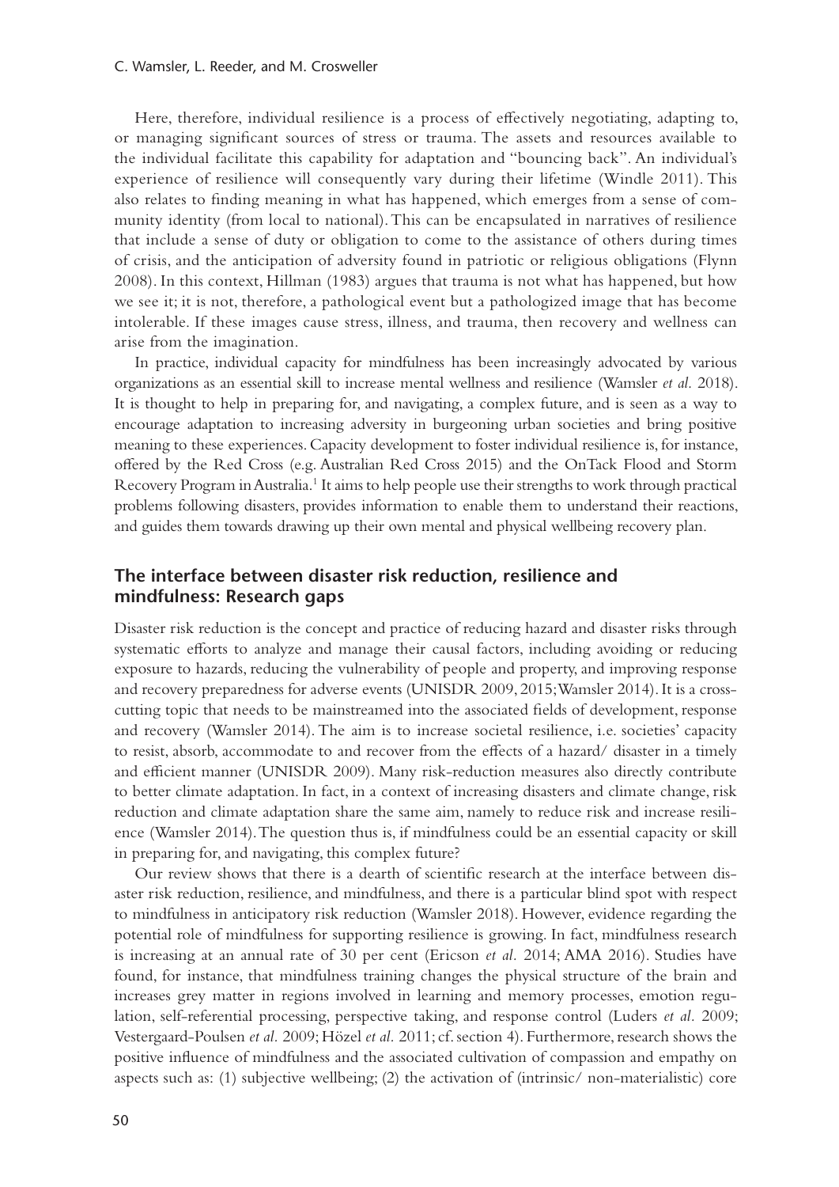Here, therefore, individual resilience is a process of effectively negotiating, adapting to, or managing significant sources of stress or trauma. The assets and resources available to the individual facilitate this capability for adaptation and "bouncing back". An individual's experience of resilience will consequently vary during their lifetime (Windle 2011). This also relates to finding meaning in what has happened, which emerges from a sense of community identity (from local to national). This can be encapsulated in narratives of resilience that include a sense of duty or obligation to come to the assistance of others during times of crisis, and the anticipation of adversity found in patriotic or religious obligations (Flynn 2008). In this context, Hillman (1983) argues that trauma is not what has happened, but how we see it; it is not, therefore, a pathological event but a pathologized image that has become intolerable. If these images cause stress, illness, and trauma, then recovery and wellness can arise from the imagination.

In practice, individual capacity for mindfulness has been increasingly advocated by various organizations as an essential skill to increase mental wellness and resilience (Wamsler *et al.* 2018). It is thought to help in preparing for, and navigating, a complex future, and is seen as a way to encourage adaptation to increasing adversity in burgeoning urban societies and bring positive meaning to these experiences. Capacity development to foster individual resilience is, for instance, offered by the Red Cross (e.g. Australian Red Cross 2015) and the OnTack Flood and Storm Recovery Program in Australia.[1] It aims to help people use their strengths to work through practical problems following disasters, provides information to enable them to understand their reactions, and guides them towards drawing up their own mental and physical wellbeing recovery plan.

## The interface between disaster risk reduction, resilience and mindfulness: Research gaps

Disaster risk reduction is the concept and practice of reducing hazard and disaster risks through systematic efforts to analyze and manage their causal factors, including avoiding or reducing exposure to hazards, reducing the vulnerability of people and property, and improving response and recovery preparedness for adverse events (UNISDR 2009, 2015; Wamsler 2014). It is a cross-cutting topic that needs to be mainstreamed into the associated fields of development, response and recovery (Wamsler 2014). The aim is to increase societal resilience, i.e. societies' capacity to resist, absorb, accommodate to and recover from the effects of a hazard/ disaster in a timely and efficient manner (UNISDR 2009). Many risk-reduction measures also directly contribute to better climate adaptation. In fact, in a context of increasing disasters and climate change, risk reduction and climate adaptation share the same aim, namely to reduce risk and increase resilience (Wamsler 2014). The question thus is, if mindfulness could be an essential capacity or skill in preparing for, and navigating, this complex future?

Our review shows that there is a dearth of scientific research at the interface between disaster risk reduction, resilience, and mindfulness, and there is a particular blind spot with respect to mindfulness in anticipatory risk reduction (Wamsler 2018). However, evidence regarding the potential role of mindfulness for supporting resilience is growing. In fact, mindfulness research is increasing at an annual rate of 30 per cent (Ericson *et al.* 2014; AMA 2016). Studies have found, for instance, that mindfulness training changes the physical structure of the brain and increases grey matter in regions involved in learning and memory processes, emotion regulation, self-referential processing, perspective taking, and response control (Luders *et al.* 2009; Vestergaard-Poulsen *et al.* 2009; Hözel *et al.* 2011; cf. section 4). Furthermore, research shows the positive influence of mindfulness and the associated cultivation of compassion and empathy on aspects such as: (1) subjective wellbeing; (2) the activation of (intrinsic/ non-materialistic) core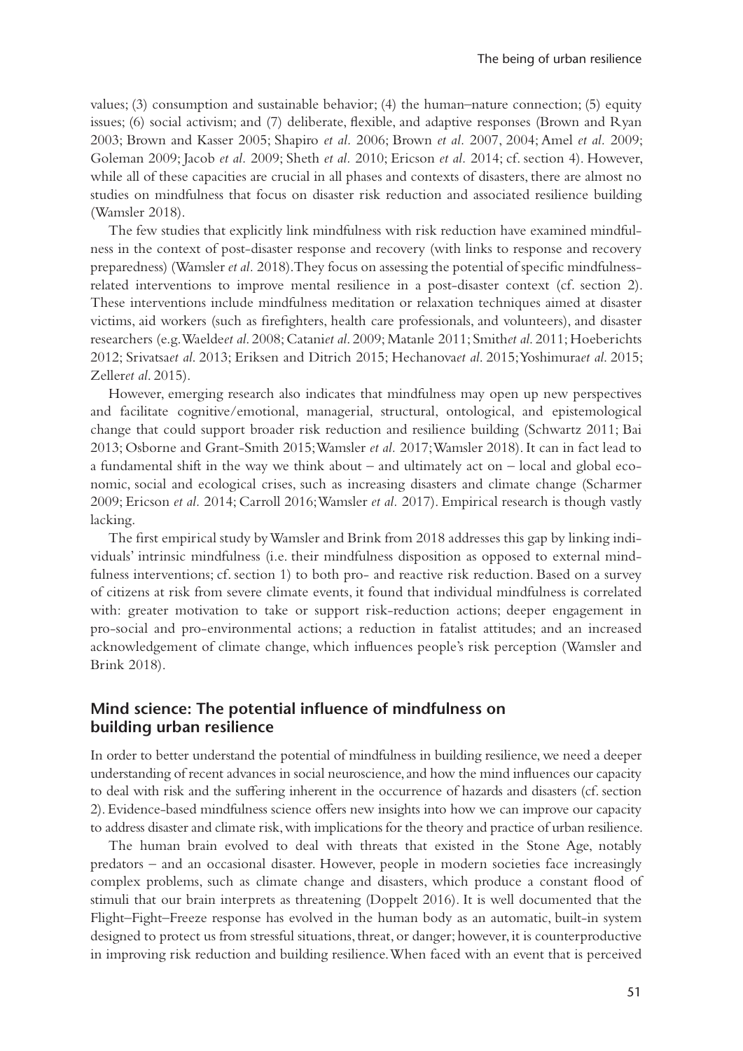values; (3) consumption and sustainable behavior; (4) the human–nature connection; (5) equity issues; (6) social activism; and (7) deliberate, flexible, and adaptive responses (Brown and Ryan 2003; Brown and Kasser 2005; Shapiro *et al.* 2006; Brown *et al.* 2007, 2004; Amel *et al.* 2009; Goleman 2009; Jacob *et al.* 2009; Sheth *et al.* 2010; Ericson *et al.* 2014; cf. section 4). However, while all of these capacities are crucial in all phases and contexts of disasters, there are almost no studies on mindfulness that focus on disaster risk reduction and associated resilience building (Wamsler 2018).

The few studies that explicitly link mindfulness with risk reduction have examined mindfulness in the context of post-disaster response and recovery (with links to response and recovery preparedness) (Wamsler *et al.* 2018). They focus on assessing the potential of specific mindfulness-related interventions to improve mental resilience in a post-disaster context (cf. section 2). These interventions include mindfulness meditation or relaxation techniques aimed at disaster victims, aid workers (such as firefighters, health care professionals, and volunteers), and disaster researchers (e.g. Waelde*et al.* 2008; Catani*et al.* 2009; Matanle 2011; Smith*et al.* 2011; Hoeberichts 2012; Srivatsa*et al.* 2013; Eriksen and Ditrich 2015; Hechanova*et al.* 2015; Yoshimura*et al.* 2015; Zeller*et al.* 2015).

However, emerging research also indicates that mindfulness may open up new perspectives and facilitate cognitive/emotional, managerial, structural, ontological, and epistemological change that could support broader risk reduction and resilience building (Schwartz 2011; Bai 2013; Osborne and Grant-Smith 2015; Wamsler *et al.* 2017; Wamsler 2018). It can in fact lead to a fundamental shift in the way we think about – and ultimately act on – local and global economic, social and ecological crises, such as increasing disasters and climate change (Scharmer 2009; Ericson *et al.* 2014; Carroll 2016; Wamsler *et al.* 2017). Empirical research is though vastly lacking.

The first empirical study by Wamsler and Brink from 2018 addresses this gap by linking individuals' intrinsic mindfulness (i.e. their mindfulness disposition as opposed to external mindfulness interventions; cf. section 1) to both pro- and reactive risk reduction. Based on a survey of citizens at risk from severe climate events, it found that individual mindfulness is correlated with: greater motivation to take or support risk-reduction actions; deeper engagement in pro-social and pro-environmental actions; a reduction in fatalist attitudes; and an increased acknowledgement of climate change, which influences people's risk perception (Wamsler and Brink 2018).

## Mind science: The potential influence of mindfulness on building urban resilience

In order to better understand the potential of mindfulness in building resilience, we need a deeper understanding of recent advances in social neuroscience, and how the mind influences our capacity to deal with risk and the suffering inherent in the occurrence of hazards and disasters (cf. section 2). Evidence-based mindfulness science offers new insights into how we can improve our capacity to address disaster and climate risk, with implications for the theory and practice of urban resilience.

The human brain evolved to deal with threats that existed in the Stone Age, notably predators – and an occasional disaster. However, people in modern societies face increasingly complex problems, such as climate change and disasters, which produce a constant flood of stimuli that our brain interprets as threatening (Doppelt 2016). It is well documented that the Flight–Fight–Freeze response has evolved in the human body as an automatic, built-in system designed to protect us from stressful situations, threat, or danger; however, it is counterproductive in improving risk reduction and building resilience. When faced with an event that is perceived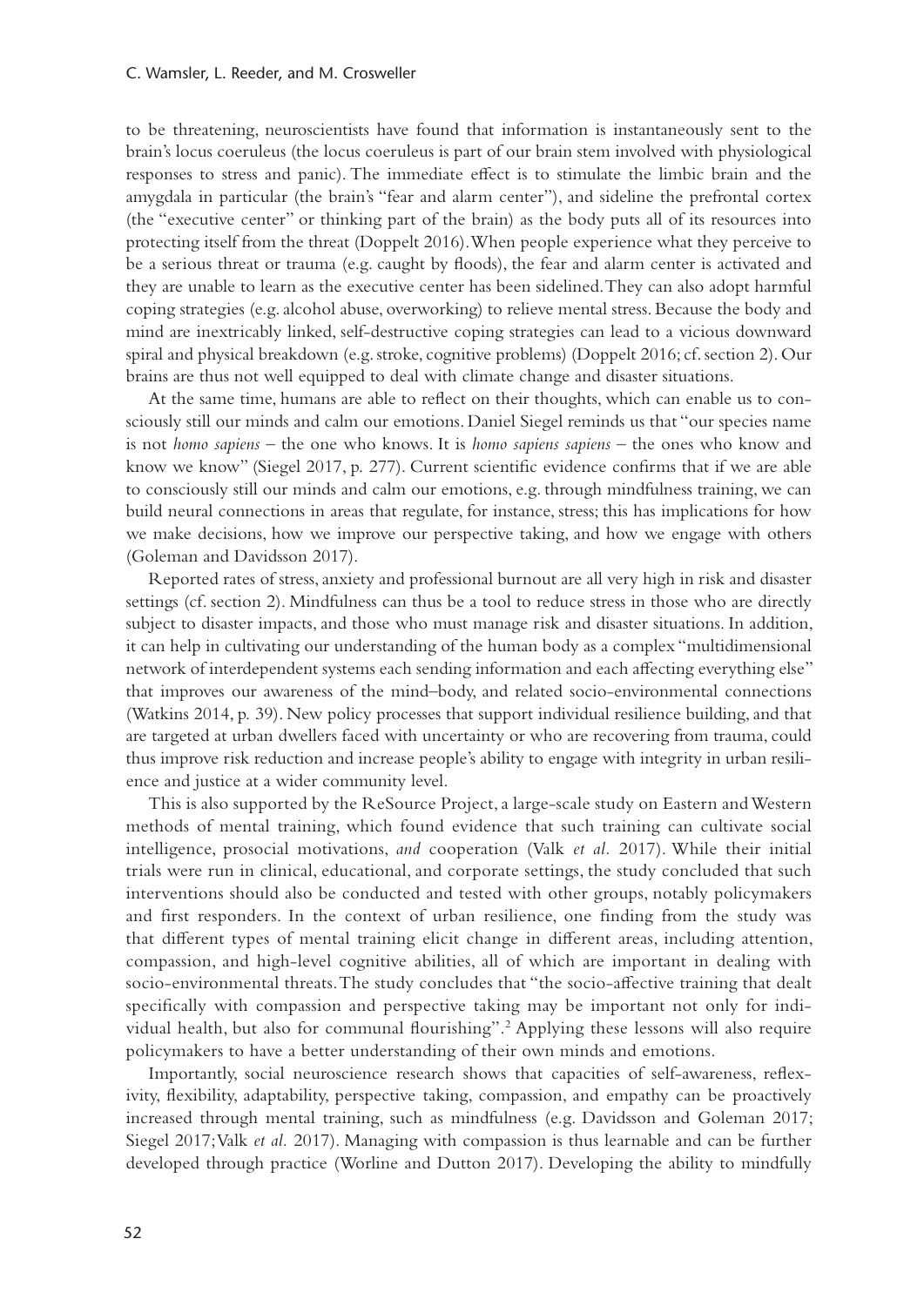to be threatening, neuroscientists have found that information is instantaneously sent to the brain's locus coeruleus (the locus coeruleus is part of our brain stem involved with physiological responses to stress and panic). The immediate effect is to stimulate the limbic brain and the amygdala in particular (the brain's "fear and alarm center"), and sideline the prefrontal cortex (the "executive center" or thinking part of the brain) as the body puts all of its resources into protecting itself from the threat (Doppelt 2016). When people experience what they perceive to be a serious threat or trauma (e.g. caught by floods), the fear and alarm center is activated and they are unable to learn as the executive center has been sidelined. They can also adopt harmful coping strategies (e.g. alcohol abuse, overworking) to relieve mental stress. Because the body and mind are inextricably linked, self-destructive coping strategies can lead to a vicious downward spiral and physical breakdown (e.g. stroke, cognitive problems) (Doppelt 2016; cf. section 2). Our brains are thus not well equipped to deal with climate change and disaster situations.

At the same time, humans are able to reflect on their thoughts, which can enable us to consciously still our minds and calm our emotions. Daniel Siegel reminds us that "our species name is not *homo sapiens* – the one who knows. It is *homo sapiens sapiens* – the ones who know and know we know" (Siegel 2017, p. 277). Current scientific evidence confirms that if we are able to consciously still our minds and calm our emotions, e.g. through mindfulness training, we can build neural connections in areas that regulate, for instance, stress; this has implications for how we make decisions, how we improve our perspective taking, and how we engage with others (Goleman and Davidsson 2017).

Reported rates of stress, anxiety and professional burnout are all very high in risk and disaster settings (cf. section 2). Mindfulness can thus be a tool to reduce stress in those who are directly subject to disaster impacts, and those who must manage risk and disaster situations. In addition, it can help in cultivating our understanding of the human body as a complex "multidimensional network of interdependent systems each sending information and each affecting everything else" that improves our awareness of the mind–body, and related socio-environmental connections (Watkins 2014, p. 39). New policy processes that support individual resilience building, and that are targeted at urban dwellers faced with uncertainty or who are recovering from trauma, could thus improve risk reduction and increase people's ability to engage with integrity in urban resilience and justice at a wider community level.

This is also supported by the ReSource Project, a large-scale study on Eastern and Western methods of mental training, which found evidence that such training can cultivate social intelligence, prosocial motivations, *and* cooperation (Valk *et al.* 2017). While their initial trials were run in clinical, educational, and corporate settings, the study concluded that such interventions should also be conducted and tested with other groups, notably policymakers and first responders. In the context of urban resilience, one finding from the study was that different types of mental training elicit change in different areas, including attention, compassion, and high-level cognitive abilities, all of which are important in dealing with socio-environmental threats. The study concludes that "the socio-affective training that dealt specifically with compassion and perspective taking may be important not only for individual health, but also for communal flourishing".[2] Applying these lessons will also require policymakers to have a better understanding of their own minds and emotions.

Importantly, social neuroscience research shows that capacities of self-awareness, reflexivity, flexibility, adaptability, perspective taking, compassion, and empathy can be proactively increased through mental training, such as mindfulness (e.g. Davidsson and Goleman 2017; Siegel 2017; Valk *et al.* 2017). Managing with compassion is thus learnable and can be further developed through practice (Worline and Dutton 2017). Developing the ability to mindfully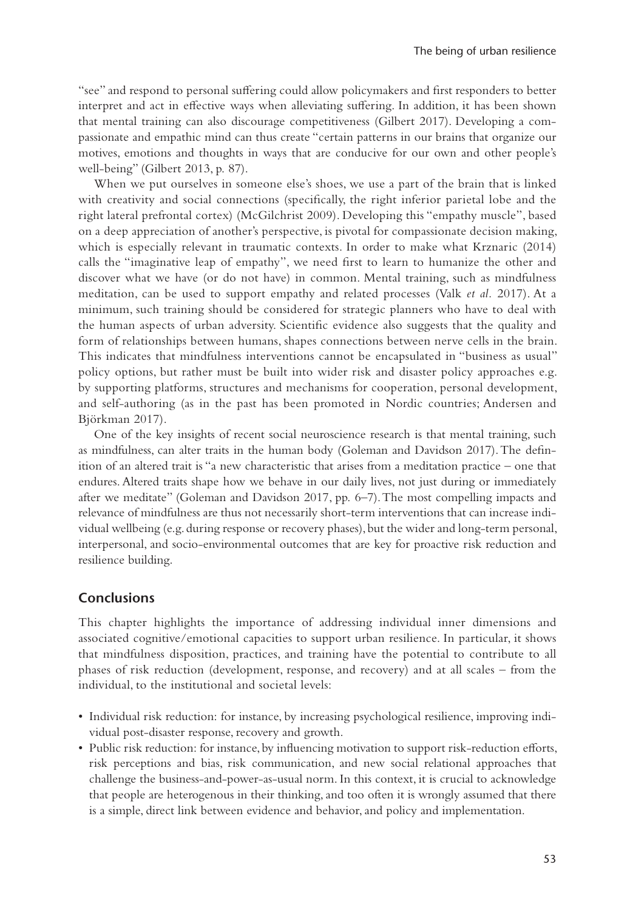"see" and respond to personal suffering could allow policymakers and first responders to better interpret and act in effective ways when alleviating suffering. In addition, it has been shown that mental training can also discourage competitiveness (Gilbert 2017). Developing a compassionate and empathic mind can thus create "certain patterns in our brains that organize our motives, emotions and thoughts in ways that are conducive for our own and other people's well-being" (Gilbert 2013, p. 87).

When we put ourselves in someone else's shoes, we use a part of the brain that is linked with creativity and social connections (specifically, the right inferior parietal lobe and the right lateral prefrontal cortex) (McGilchrist 2009). Developing this "empathy muscle", based on a deep appreciation of another's perspective, is pivotal for compassionate decision making, which is especially relevant in traumatic contexts. In order to make what Krznaric (2014) calls the "imaginative leap of empathy", we need first to learn to humanize the other and discover what we have (or do not have) in common. Mental training, such as mindfulness meditation, can be used to support empathy and related processes (Valk *et al.* 2017). At a minimum, such training should be considered for strategic planners who have to deal with the human aspects of urban adversity. Scientific evidence also suggests that the quality and form of relationships between humans, shapes connections between nerve cells in the brain. This indicates that mindfulness interventions cannot be encapsulated in "business as usual" policy options, but rather must be built into wider risk and disaster policy approaches e.g. by supporting platforms, structures and mechanisms for cooperation, personal development, and self-authoring (as in the past has been promoted in Nordic countries; Andersen and Björkman 2017).

One of the key insights of recent social neuroscience research is that mental training, such as mindfulness, can alter traits in the human body (Goleman and Davidson 2017). The definition of an altered trait is "a new characteristic that arises from a meditation practice – one that endures. Altered traits shape how we behave in our daily lives, not just during or immediately after we meditate" (Goleman and Davidson 2017, pp. 6–7). The most compelling impacts and relevance of mindfulness are thus not necessarily short-term interventions that can increase individual wellbeing (e.g. during response or recovery phases), but the wider and long-term personal, interpersonal, and socio-environmental outcomes that are key for proactive risk reduction and resilience building.

## Conclusions

This chapter highlights the importance of addressing individual inner dimensions and associated cognitive/emotional capacities to support urban resilience. In particular, it shows that mindfulness disposition, practices, and training have the potential to contribute to all phases of risk reduction (development, response, and recovery) and at all scales – from the individual, to the institutional and societal levels:

- Individual risk reduction: for instance, by increasing psychological resilience, improving individual post-disaster response, recovery and growth.
- Public risk reduction: for instance, by influencing motivation to support risk-reduction efforts, risk perceptions and bias, risk communication, and new social relational approaches that challenge the business-and-power-as-usual norm. In this context, it is crucial to acknowledge that people are heterogenous in their thinking, and too often it is wrongly assumed that there is a simple, direct link between evidence and behavior, and policy and implementation.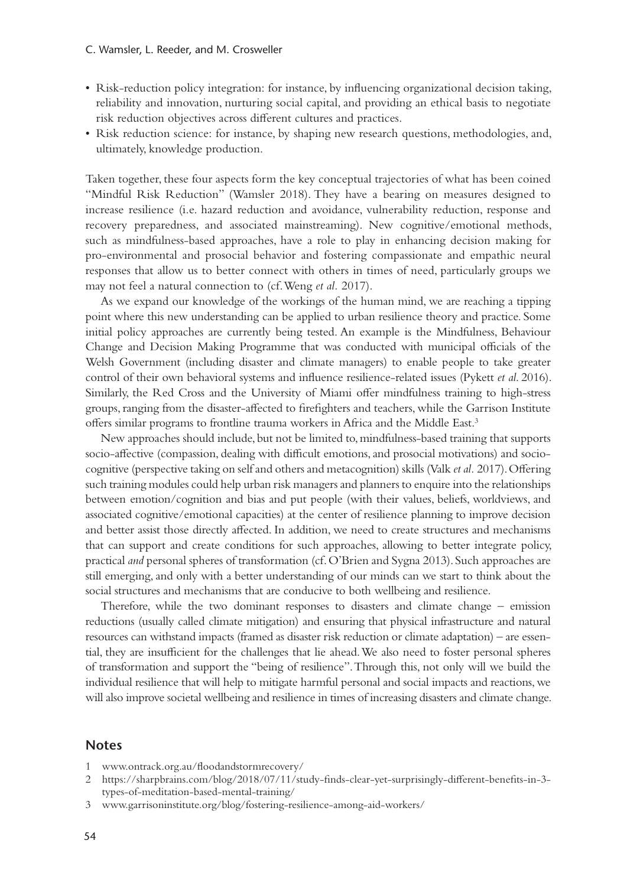- Risk-reduction policy integration: for instance, by influencing organizational decision taking, reliability and innovation, nurturing social capital, and providing an ethical basis to negotiate risk reduction objectives across different cultures and practices.
- Risk reduction science: for instance, by shaping new research questions, methodologies, and, ultimately, knowledge production.

Taken together, these four aspects form the key conceptual trajectories of what has been coined "Mindful Risk Reduction" (Wamsler 2018). They have a bearing on measures designed to increase resilience (i.e. hazard reduction and avoidance, vulnerability reduction, response and recovery preparedness, and associated mainstreaming). New cognitive/emotional methods, such as mindfulness-based approaches, have a role to play in enhancing decision making for pro-environmental and prosocial behavior and fostering compassionate and empathic neural responses that allow us to better connect with others in times of need, particularly groups we may not feel a natural connection to (cf. Weng *et al.* 2017).

As we expand our knowledge of the workings of the human mind, we are reaching a tipping point where this new understanding can be applied to urban resilience theory and practice. Some initial policy approaches are currently being tested. An example is the Mindfulness, Behaviour Change and Decision Making Programme that was conducted with municipal officials of the Welsh Government (including disaster and climate managers) to enable people to take greater control of their own behavioral systems and influence resilience-related issues (Pykett *et al.* 2016). Similarly, the Red Cross and the University of Miami offer mindfulness training to high-stress groups, ranging from the disaster-affected to firefighters and teachers, while the Garrison Institute offers similar programs to frontline trauma workers in Africa and the Middle East.[3]

New approaches should include, but not be limited to, mindfulness-based training that supports socio-affective (compassion, dealing with difficult emotions, and prosocial motivations) and socio-cognitive (perspective taking on self and others and metacognition) skills (Valk *et al.* 2017). Offering such training modules could help urban risk managers and planners to enquire into the relationships between emotion/cognition and bias and put people (with their values, beliefs, worldviews, and associated cognitive/emotional capacities) at the center of resilience planning to improve decision and better assist those directly affected. In addition, we need to create structures and mechanisms that can support and create conditions for such approaches, allowing to better integrate policy, practical *and* personal spheres of transformation (cf. O'Brien and Sygna 2013). Such approaches are still emerging, and only with a better understanding of our minds can we start to think about the social structures and mechanisms that are conducive to both wellbeing and resilience.

Therefore, while the two dominant responses to disasters and climate change – emission reductions (usually called climate mitigation) and ensuring that physical infrastructure and natural resources can withstand impacts (framed as disaster risk reduction or climate adaptation) – are essential, they are insufficient for the challenges that lie ahead. We also need to foster personal spheres of transformation and support the "being of resilience". Through this, not only will we build the individual resilience that will help to mitigate harmful personal and social impacts and reactions, we will also improve societal wellbeing and resilience in times of increasing disasters and climate change.

## Notes

1 www.ontrack.org.au/floodandstormrecovery/
2 https://sharpbrains.com/blog/2018/07/11/study-finds-clear-yet-surprisingly-different-benefits-in-3-types-of-meditation-based-mental-training/
3 www.garrisoninstitute.org/blog/fostering-resilience-among-aid-workers/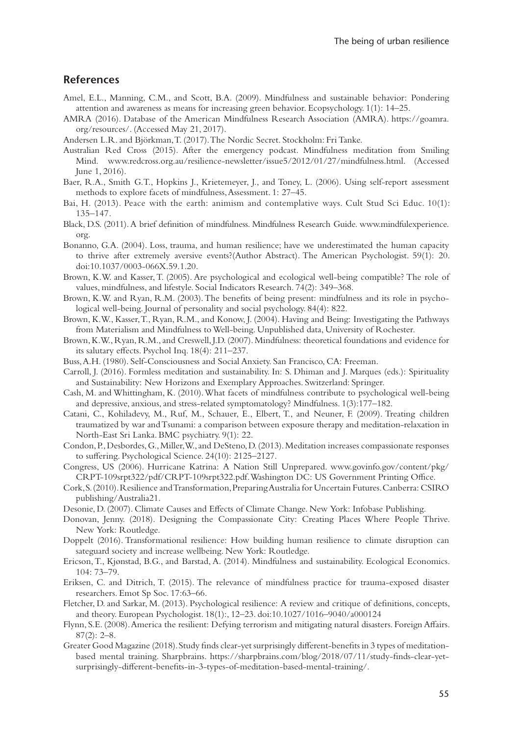## References

Amel, E.L., Manning, C.M., and Scott, B.A. (2009). Mindfulness and sustainable behavior: Pondering attention and awareness as means for increasing green behavior. Ecopsychology. 1(1): 14–25.

AMRA (2016). Database of the American Mindfulness Research Association (AMRA). https://goamra.org/resources/. (Accessed May 21, 2017).

Andersen L.R. and Björkman, T. (2017). The Nordic Secret. Stockholm: Fri Tanke.

Australian Red Cross (2015). After the emergency podcast. Mindfulness meditation from Smiling Mind. www.redcross.org.au/resilience-newsletter/issue5/2012/01/27/mindfulness.html. (Accessed June 1, 2016).

Baer, R.A., Smith G.T., Hopkins J., Krietemeyer, J., and Toney, L. (2006). Using self-report assessment methods to explore facets of mindfulness, Assessment. 1: 27–45.

Bai, H. (2013). Peace with the earth: animism and contemplative ways. Cult Stud Sci Educ. 10(1): 135–147.

Black, D.S. (2011). A brief definition of mindfulness. Mindfulness Research Guide. www.mindfulexperience.org.

Bonanno, G.A. (2004). Loss, trauma, and human resilience; have we underestimated the human capacity to thrive after extremely aversive events?(Author Abstract). The American Psychologist. 59(1): 20. doi:10.1037/0003-066X.59.1.20.

Brown, K.W. and Kasser, T. (2005). Are psychological and ecological well-being compatible? The role of values, mindfulness, and lifestyle. Social Indicators Research. 74(2): 349–368.

Brown, K.W. and Ryan, R.M. (2003). The benefits of being present: mindfulness and its role in psychological well-being. Journal of personality and social psychology. 84(4): 822.

Brown, K.W., Kasser, T., Ryan, R.M., and Konow, J. (2004). Having and Being: Investigating the Pathways from Materialism and Mindfulness to Well-being. Unpublished data, University of Rochester.

Brown, K.W., Ryan, R.M., and Creswell, J.D. (2007). Mindfulness: theoretical foundations and evidence for its salutary effects. Psychol Inq. 18(4): 211–237.

Buss, A.H. (1980). Self-Consciousness and Social Anxiety. San Francisco, CA: Freeman.

Carroll, J. (2016). Formless meditation and sustainability. In: S. Dhiman and J. Marques (eds.): Spirituality and Sustainability: New Horizons and Exemplary Approaches. Switzerland: Springer.

Cash, M. and Whittingham, K. (2010). What facets of mindfulness contribute to psychological well-being and depressive, anxious, and stress-related symptomatology? Mindfulness. 1(3):177–182.

Catani, C., Kohiladevy, M., Ruf, M., Schauer, E., Elbert, T., and Neuner, F. (2009). Treating children traumatized by war and Tsunami: a comparison between exposure therapy and meditation-relaxation in North-East Sri Lanka. BMC psychiatry. 9(1): 22.

Condon, P., Desbordes, G., Miller, W., and DeSteno, D. (2013). Meditation increases compassionate responses to suffering. Psychological Science. 24(10): 2125–2127.

Congress, US (2006). Hurricane Katrina: A Nation Still Unprepared. www.govinfo.gov/content/pkg/CRPT-109srpt322/pdf/CRPT-109srpt322.pdf. Washington DC: US Government Printing Office.

Cork, S. (2010). Resilience and Transformation, Preparing Australia for Uncertain Futures. Canberra: CSIRO publishing/Australia21.

Desonie, D. (2007). Climate Causes and Effects of Climate Change. New York: Infobase Publishing.

Donovan, Jenny. (2018). Designing the Compassionate City: Creating Places Where People Thrive. New York: Routledge.

Doppelt (2016). Transformational resilience: How building human resilience to climate disruption can safeguard society and increase wellbeing. New York: Routledge.

Ericson, T., Kjønstad, B.G., and Barstad, A. (2014). Mindfulness and sustainability. Ecological Economics. 104: 73–79.

Eriksen, C. and Ditrich, T. (2015). The relevance of mindfulness practice for trauma-exposed disaster researchers. Emot Sp Soc. 17:63–66.

Fletcher, D. and Sarkar, M. (2013). Psychological resilience: A review and critique of definitions, concepts, and theory. European Psychologist. 18(1):, 12–23. doi:10.1027/1016–9040/a000124

Flynn, S.E. (2008). America the resilient: Defying terrorism and mitigating natural disasters. Foreign Affairs. 87(2): 2–8.

Greater Good Magazine (2018). Study finds clear-yet surprisingly different-benefits in 3 types of meditation-based mental training. Sharpbrains. https://sharpbrains.com/blog/2018/07/11/study-finds-clear-yet-surprisingly-different-benefits-in-3-types-of-meditation-based-mental-training/.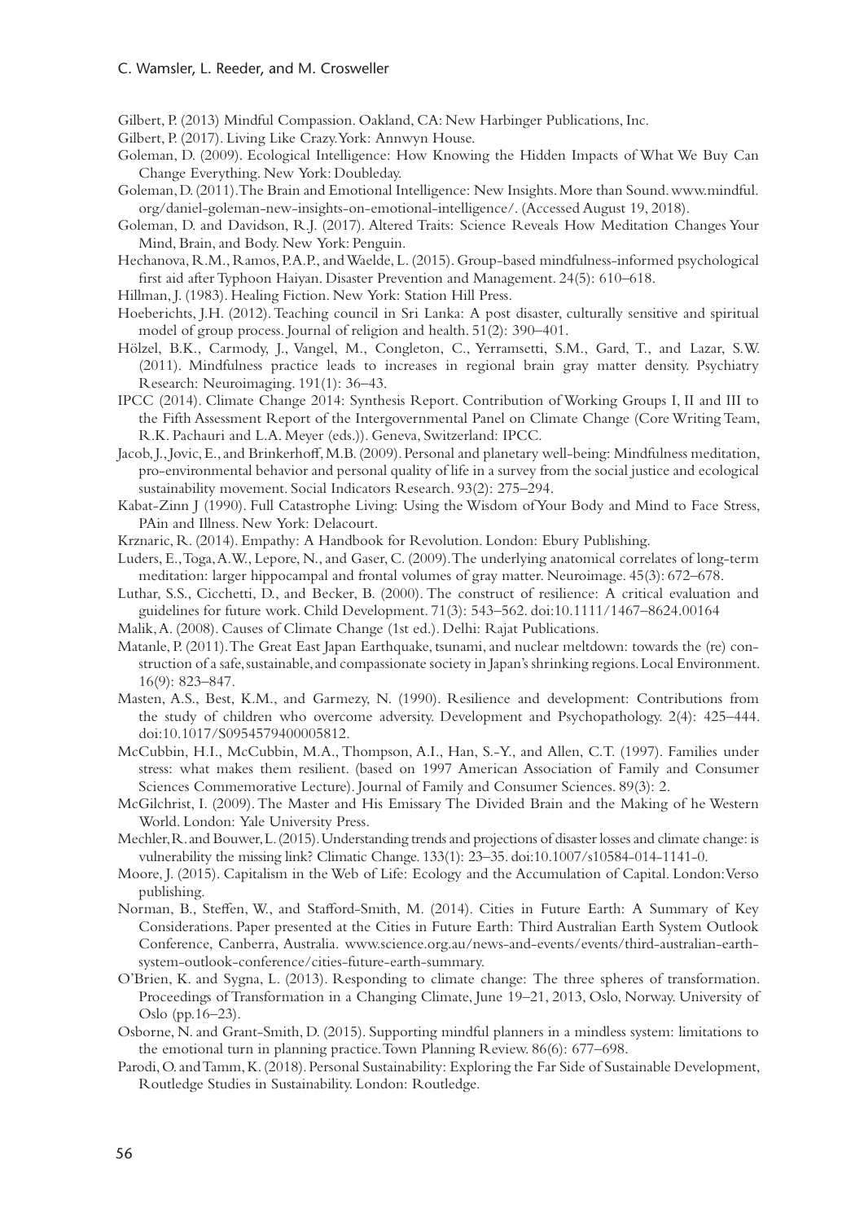Gilbert, P. (2013) Mindful Compassion. Oakland, CA: New Harbinger Publications, Inc.

Gilbert, P. (2017). Living Like Crazy. York: Annwyn House.

Goleman, D. (2009). Ecological Intelligence: How Knowing the Hidden Impacts of What We Buy Can Change Everything. New York: Doubleday.

Goleman, D. (2011). The Brain and Emotional Intelligence: New Insights. More than Sound. www.mindful.org/daniel-goleman-new-insights-on-emotional-intelligence/. (Accessed August 19, 2018).

Goleman, D. and Davidson, R.J. (2017). Altered Traits: Science Reveals How Meditation Changes Your Mind, Brain, and Body. New York: Penguin.

Hechanova, R.M., Ramos, P.A.P., and Waelde, L. (2015). Group-based mindfulness-informed psychological first aid after Typhoon Haiyan. Disaster Prevention and Management. 24(5): 610–618.

Hillman, J. (1983). Healing Fiction. New York: Station Hill Press.

Hoeberichts, J.H. (2012). Teaching council in Sri Lanka: A post disaster, culturally sensitive and spiritual model of group process. Journal of religion and health. 51(2): 390–401.

Hölzel, B.K., Carmody, J., Vangel, M., Congleton, C., Yerramsetti, S.M., Gard, T., and Lazar, S.W. (2011). Mindfulness practice leads to increases in regional brain gray matter density. Psychiatry Research: Neuroimaging. 191(1): 36–43.

IPCC (2014). Climate Change 2014: Synthesis Report. Contribution of Working Groups I, II and III to the Fifth Assessment Report of the Intergovernmental Panel on Climate Change (Core Writing Team, R.K. Pachauri and L.A. Meyer (eds.)). Geneva, Switzerland: IPCC.

Jacob, J., Jovic, E., and Brinkerhoff, M.B. (2009). Personal and planetary well-being: Mindfulness meditation, pro-environmental behavior and personal quality of life in a survey from the social justice and ecological sustainability movement. Social Indicators Research. 93(2): 275–294.

Kabat-Zinn J (1990). Full Catastrophe Living: Using the Wisdom of Your Body and Mind to Face Stress, PAin and Illness. New York: Delacourt.

Krznaric, R. (2014). Empathy: A Handbook for Revolution. London: Ebury Publishing.

Luders, E., Toga, A.W., Lepore, N., and Gaser, C. (2009). The underlying anatomical correlates of long-term meditation: larger hippocampal and frontal volumes of gray matter. Neuroimage. 45(3): 672–678.

Luthar, S.S., Cicchetti, D., and Becker, B. (2000). The construct of resilience: A critical evaluation and guidelines for future work. Child Development. 71(3): 543–562. doi:10.1111/1467–8624.00164

Malik, A. (2008). Causes of Climate Change (1st ed.). Delhi: Rajat Publications.

Matanle, P. (2011). The Great East Japan Earthquake, tsunami, and nuclear meltdown: towards the (re) construction of a safe, sustainable, and compassionate society in Japan's shrinking regions. Local Environment. 16(9): 823–847.

Masten, A.S., Best, K.M., and Garmezy, N. (1990). Resilience and development: Contributions from the study of children who overcome adversity. Development and Psychopathology. 2(4): 425–444. doi:10.1017/S0954579400005812.

McCubbin, H.I., McCubbin, M.A., Thompson, A.I., Han, S.-Y., and Allen, C.T. (1997). Families under stress: what makes them resilient. (based on 1997 American Association of Family and Consumer Sciences Commemorative Lecture). Journal of Family and Consumer Sciences. 89(3): 2.

McGilchrist, I. (2009). The Master and His Emissary The Divided Brain and the Making of he Western World. London: Yale University Press.

Mechler, R. and Bouwer, L. (2015). Understanding trends and projections of disaster losses and climate change: is vulnerability the missing link? Climatic Change. 133(1): 23–35. doi:10.1007/s10584-014-1141-0.

Moore, J. (2015). Capitalism in the Web of Life: Ecology and the Accumulation of Capital. London: Verso publishing.

Norman, B., Steffen, W., and Stafford-Smith, M. (2014). Cities in Future Earth: A Summary of Key Considerations. Paper presented at the Cities in Future Earth: Third Australian Earth System Outlook Conference, Canberra, Australia. www.science.org.au/news-and-events/events/third-australian-earth-system-outlook-conference/cities-future-earth-summary.

O'Brien, K. and Sygna, L. (2013). Responding to climate change: The three spheres of transformation. Proceedings of Transformation in a Changing Climate, June 19–21, 2013, Oslo, Norway. University of Oslo (pp.16–23).

Osborne, N. and Grant-Smith, D. (2015). Supporting mindful planners in a mindless system: limitations to the emotional turn in planning practice. Town Planning Review. 86(6): 677–698.

Parodi, O. and Tamm, K. (2018). Personal Sustainability: Exploring the Far Side of Sustainable Development, Routledge Studies in Sustainability. London: Routledge.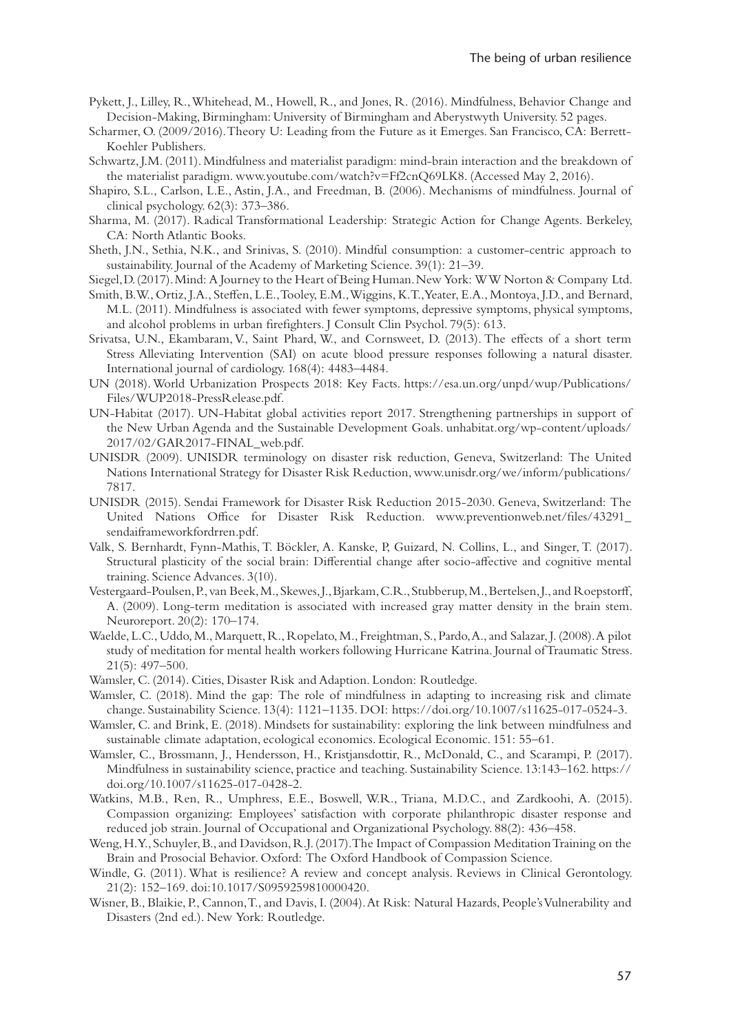Pykett, J., Lilley, R., Whitehead, M., Howell, R., and Jones, R. (2016). Mindfulness, Behavior Change and Decision-Making, Birmingham: University of Birmingham and Aberystwyth University. 52 pages.

Scharmer, O. (2009/2016). Theory U: Leading from the Future as it Emerges. San Francisco, CA: Berrett-Koehler Publishers.

Schwartz, J.M. (2011). Mindfulness and materialist paradigm: mind-brain interaction and the breakdown of the materialist paradigm. www.youtube.com/watch?v=Ff2cnQ69LK8. (Accessed May 2, 2016).

Shapiro, S.L., Carlson, L.E., Astin, J.A., and Freedman, B. (2006). Mechanisms of mindfulness. Journal of clinical psychology. 62(3): 373–386.

Sharma, M. (2017). Radical Transformational Leadership: Strategic Action for Change Agents. Berkeley, CA: North Atlantic Books.

Sheth, J.N., Sethia, N.K., and Srinivas, S. (2010). Mindful consumption: a customer-centric approach to sustainability. Journal of the Academy of Marketing Science. 39(1): 21–39.

Siegel, D. (2017). Mind: A Journey to the Heart of Being Human. New York: WW Norton & Company Ltd.

Smith, B.W., Ortiz, J.A., Steffen, L.E., Tooley, E.M., Wiggins, K.T., Yeater, E.A., Montoya, J.D., and Bernard, M.L. (2011). Mindfulness is associated with fewer symptoms, depressive symptoms, physical symptoms, and alcohol problems in urban firefighters. J Consult Clin Psychol. 79(5): 613.

Srivatsa, U.N., Ekambaram, V., Saint Phard, W., and Cornsweet, D. (2013). The effects of a short term Stress Alleviating Intervention (SAI) on acute blood pressure responses following a natural disaster. International journal of cardiology. 168(4): 4483–4484.

UN (2018). World Urbanization Prospects 2018: Key Facts. https://esa.un.org/unpd/wup/Publications/Files/WUP2018-PressRelease.pdf.

UN-Habitat (2017). UN-Habitat global activities report 2017. Strengthening partnerships in support of the New Urban Agenda and the Sustainable Development Goals. unhabitat.org/wp-content/uploads/2017/02/GAR2017-FINAL_web.pdf.

UNISDR (2009). UNISDR terminology on disaster risk reduction, Geneva, Switzerland: The United Nations International Strategy for Disaster Risk Reduction, www.unisdr.org/we/inform/publications/7817.

UNISDR (2015). Sendai Framework for Disaster Risk Reduction 2015-2030. Geneva, Switzerland: The United Nations Office for Disaster Risk Reduction. www.preventionweb.net/files/43291_sendaiframeworkfordrren.pdf.

Valk, S. Bernhardt, Fynn-Mathis, T. Böckler, A. Kanske, P, Guizard, N. Collins, L., and Singer, T. (2017). Structural plasticity of the social brain: Differential change after socio-affective and cognitive mental training. Science Advances. 3(10).

Vestergaard-Poulsen, P., van Beek, M., Skewes, J., Bjarkam, C.R., Stubberup, M., Bertelsen, J., and Roepstorff, A. (2009). Long-term meditation is associated with increased gray matter density in the brain stem. Neuroreport. 20(2): 170–174.

Waelde, L.C., Uddo, M., Marquett, R., Ropelato, M., Freightman, S., Pardo, A., and Salazar, J. (2008). A pilot study of meditation for mental health workers following Hurricane Katrina. Journal of Traumatic Stress. 21(5): 497–500.

Wamsler, C. (2014). Cities, Disaster Risk and Adaption. London: Routledge.

Wamsler, C. (2018). Mind the gap: The role of mindfulness in adapting to increasing risk and climate change. Sustainability Science. 13(4): 1121–1135. DOI: https://doi.org/10.1007/s11625-017-0524-3.

Wamsler, C. and Brink, E. (2018). Mindsets for sustainability: exploring the link between mindfulness and sustainable climate adaptation, ecological economics. Ecological Economic. 151: 55–61.

Wamsler, C., Brossmann, J., Hendersson, H., Kristjansdottir, R., McDonald, C., and Scarampi, P. (2017). Mindfulness in sustainability science, practice and teaching. Sustainability Science. 13:143–162. https://doi.org/10.1007/s11625-017-0428-2.

Watkins, M.B., Ren, R., Umphress, E.E., Boswell, W.R., Triana, M.D.C., and Zardkoohi, A. (2015). Compassion organizing: Employees' satisfaction with corporate philanthropic disaster response and reduced job strain. Journal of Occupational and Organizational Psychology. 88(2): 436–458.

Weng, H.Y., Schuyler, B., and Davidson, R.J. (2017). The Impact of Compassion Meditation Training on the Brain and Prosocial Behavior. Oxford: The Oxford Handbook of Compassion Science.

Windle, G. (2011). What is resilience? A review and concept analysis. Reviews in Clinical Gerontology. 21(2): 152–169. doi:10.1017/S0959259810000420.

Wisner, B., Blaikie, P., Cannon, T., and Davis, I. (2004). At Risk: Natural Hazards, People's Vulnerability and Disasters (2nd ed.). New York: Routledge.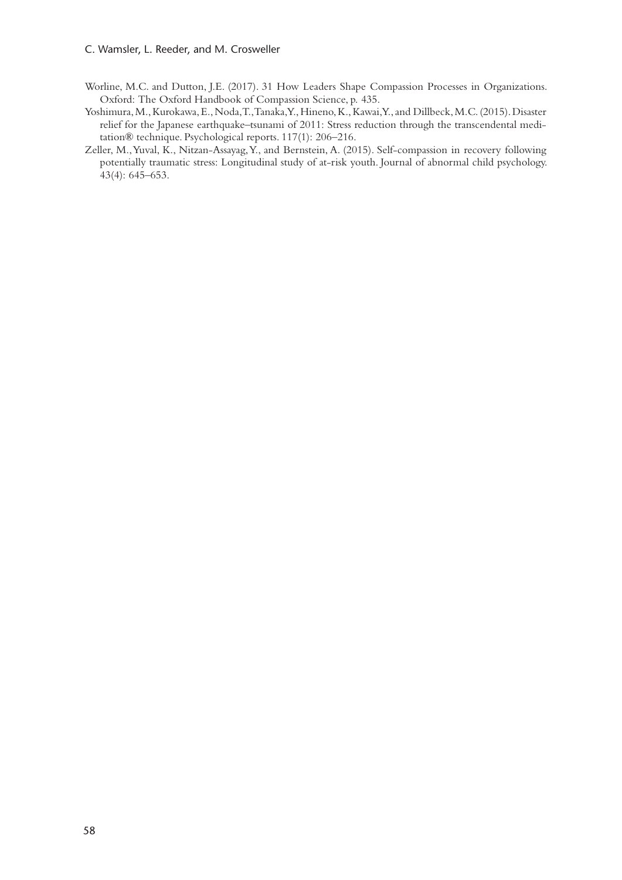Worline, M.C. and Dutton, J.E. (2017). 31 How Leaders Shape Compassion Processes in Organizations. Oxford: The Oxford Handbook of Compassion Science, p. 435.

Yoshimura, M., Kurokawa, E., Noda, T., Tanaka, Y., Hineno, K., Kawai, Y., and Dillbeck, M.C. (2015). Disaster relief for the Japanese earthquake–tsunami of 2011: Stress reduction through the transcendental meditation® technique. Psychological reports. 117(1): 206–216.

Zeller, M., Yuval, K., Nitzan-Assayag, Y., and Bernstein, A. (2015). Self-compassion in recovery following potentially traumatic stress: Longitudinal study of at-risk youth. Journal of abnormal child psychology. 43(4): 645–653.